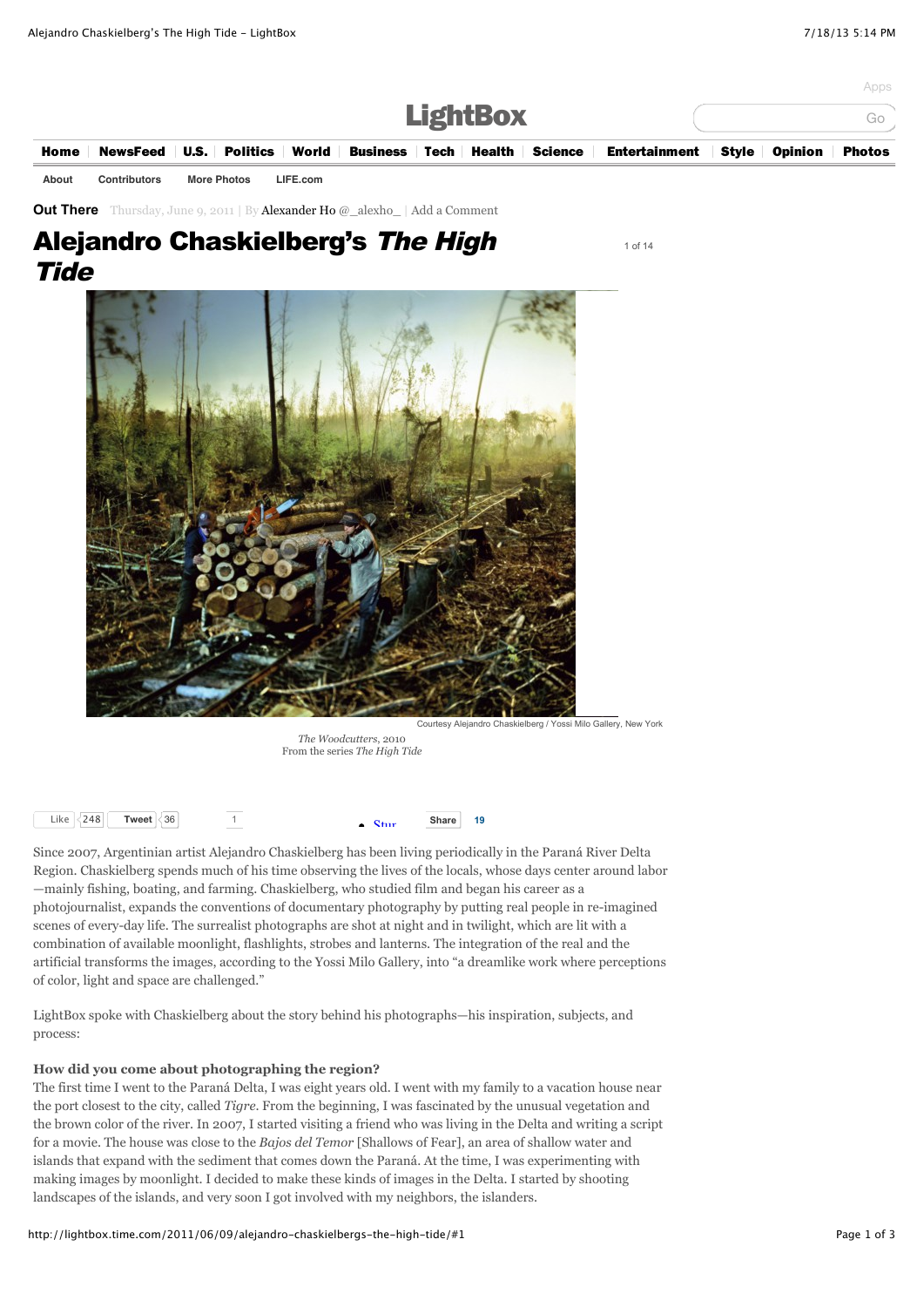LightBox

Home | NewsFeed | U.S. | Politics | World | Business | Tech | Health | Science | Entertainment | Style | Opinion | Photos

About | Contributors | More Photos | LIFE.com

**Out There** Thursday, June 9, 2011 | By Alexander Ho @_alexho_ | Add a Comment

# Alejandro Chaskielberg's *The High Tide*

1 of 14

Courtesy Alejandro Chaskielberg / Yossi Milo Gallery, New York

*The Woodcutters*, 2010
From the series *The High Tide*

Since 2007, Argentinian artist Alejandro Chaskielberg has been living periodically in the Paraná River Delta Region. Chaskielberg spends much of his time observing the lives of the locals, whose days center around labor—mainly fishing, boating, and farming. Chaskielberg, who studied film and began his career as a photojournalist, expands the conventions of documentary photography by putting real people in re-imagined scenes of every-day life. The surrealist photographs are shot at night and in twilight, which are lit with a combination of available moonlight, flashlights, strobes and lanterns. The integration of the real and the artificial transforms the images, according to the Yossi Milo Gallery, into "a dreamlike work where perceptions of color, light and space are challenged."

LightBox spoke with Chaskielberg about the story behind his photographs—his inspiration, subjects, and process:

**How did you come about photographing the region?**

The first time I went to the Paraná Delta, I was eight years old. I went with my family to a vacation house near the port closest to the city, called *Tigre*. From the beginning, I was fascinated by the unusual vegetation and the brown color of the river. In 2007, I started visiting a friend who was living in the Delta and writing a script for a movie. The house was close to the *Bajos del Temor* [Shallows of Fear], an area of shallow water and islands that expand with the sediment that comes down the Paraná. At the time, I was experimenting with making images by moonlight. I decided to make these kinds of images in the Delta. I started by shooting landscapes of the islands, and very soon I got involved with my neighbors, the islanders.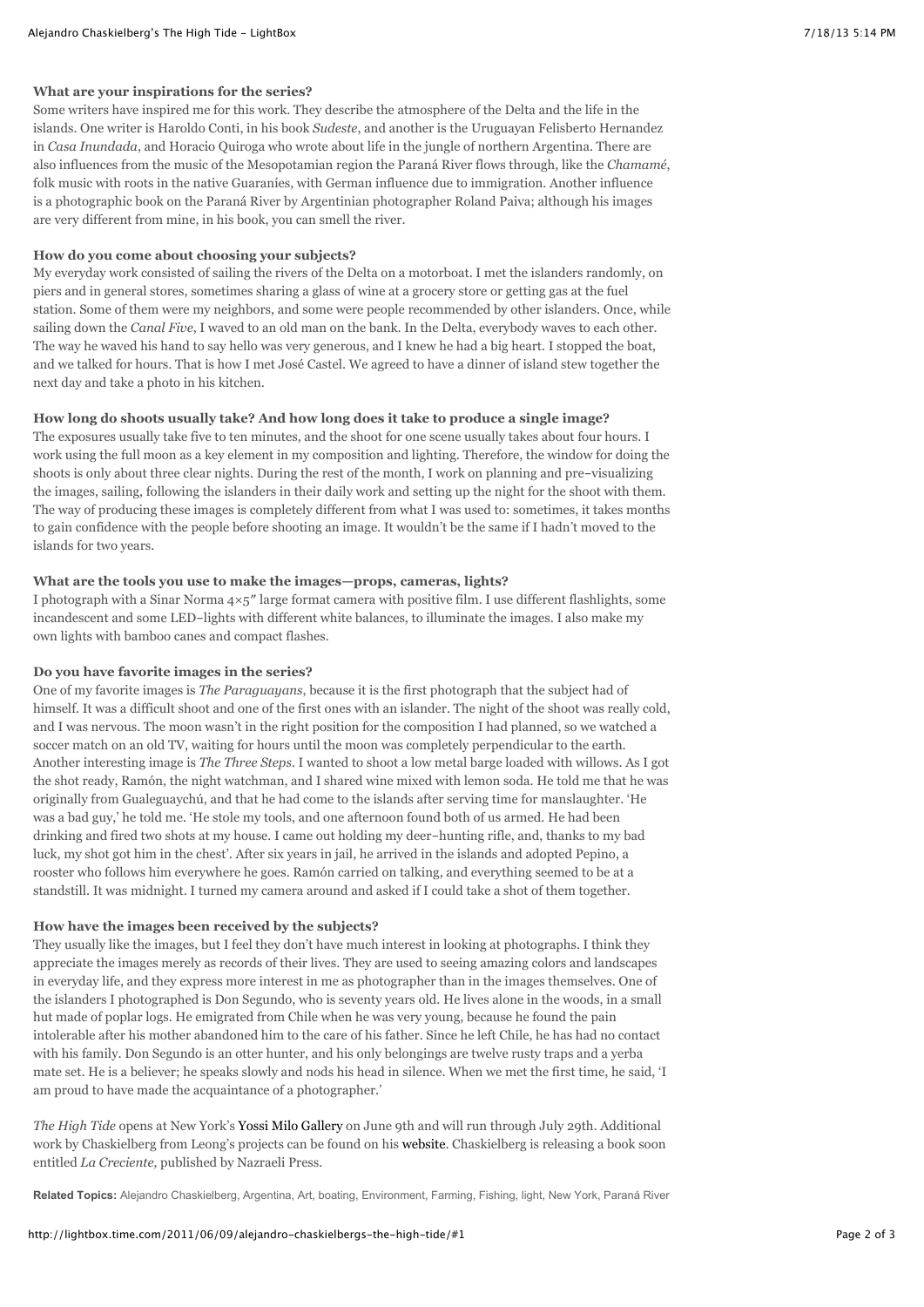**What are your inspirations for the series?**

Some writers have inspired me for this work. They describe the atmosphere of the Delta and the life in the islands. One writer is Haroldo Conti, in his book *Sudeste*, and another is the Uruguayan Felisberto Hernandez in *Casa Inundada*, and Horacio Quiroga who wrote about life in the jungle of northern Argentina. There are also influences from the music of the Mesopotamian region the Paraná River flows through, like the *Chamamé*, folk music with roots in the native Guaraníes, with German influence due to immigration. Another influence is a photographic book on the Paraná River by Argentinian photographer Roland Paiva; although his images are very different from mine, in his book, you can smell the river.

**How do you come about choosing your subjects?**

My everyday work consisted of sailing the rivers of the Delta on a motorboat. I met the islanders randomly, on piers and in general stores, sometimes sharing a glass of wine at a grocery store or getting gas at the fuel station. Some of them were my neighbors, and some were people recommended by other islanders. Once, while sailing down the *Canal Five*, I waved to an old man on the bank. In the Delta, everybody waves to each other. The way he waved his hand to say hello was very generous, and I knew he had a big heart. I stopped the boat, and we talked for hours. That is how I met José Castel. We agreed to have a dinner of island stew together the next day and take a photo in his kitchen.

**How long do shoots usually take? And how long does it take to produce a single image?**

The exposures usually take five to ten minutes, and the shoot for one scene usually takes about four hours. I work using the full moon as a key element in my composition and lighting. Therefore, the window for doing the shoots is only about three clear nights. During the rest of the month, I work on planning and pre-visualizing the images, sailing, following the islanders in their daily work and setting up the night for the shoot with them. The way of producing these images is completely different from what I was used to: sometimes, it takes months to gain confidence with the people before shooting an image. It wouldn't be the same if I hadn't moved to the islands for two years.

**What are the tools you use to make the images—props, cameras, lights?**

I photograph with a Sinar Norma 4×5″ large format camera with positive film. I use different flashlights, some incandescent and some LED-lights with different white balances, to illuminate the images. I also make my own lights with bamboo canes and compact flashes.

**Do you have favorite images in the series?**

One of my favorite images is *The Paraguayans*, because it is the first photograph that the subject had of himself. It was a difficult shoot and one of the first ones with an islander. The night of the shoot was really cold, and I was nervous. The moon wasn't in the right position for the composition I had planned, so we watched a soccer match on an old TV, waiting for hours until the moon was completely perpendicular to the earth. Another interesting image is *The Three Steps*. I wanted to shoot a low metal barge loaded with willows. As I got the shot ready, Ramón, the night watchman, and I shared wine mixed with lemon soda. He told me that he was originally from Gualeguaychú, and that he had come to the islands after serving time for manslaughter. 'He was a bad guy,' he told me. 'He stole my tools, and one afternoon found both of us armed. He had been drinking and fired two shots at my house. I came out holding my deer-hunting rifle, and, thanks to my bad luck, my shot got him in the chest'. After six years in jail, he arrived in the islands and adopted Pepino, a rooster who follows him everywhere he goes. Ramón carried on talking, and everything seemed to be at a standstill. It was midnight. I turned my camera around and asked if I could take a shot of them together.

**How have the images been received by the subjects?**

They usually like the images, but I feel they don't have much interest in looking at photographs. I think they appreciate the images merely as records of their lives. They are used to seeing amazing colors and landscapes in everyday life, and they express more interest in me as photographer than in the images themselves. One of the islanders I photographed is Don Segundo, who is seventy years old. He lives alone in the woods, in a small hut made of poplar logs. He emigrated from Chile when he was very young, because he found the pain intolerable after his mother abandoned him to the care of his father. Since he left Chile, he has had no contact with his family. Don Segundo is an otter hunter, and his only belongings are twelve rusty traps and a yerba mate set. He is a believer; he speaks slowly and nods his head in silence. When we met the first time, he said, 'I am proud to have made the acquaintance of a photographer.'

*The High Tide* opens at New York's Yossi Milo Gallery on June 9th and will run through July 29th. Additional work by Chaskielberg from Leong's projects can be found on his website. Chaskielberg is releasing a book soon entitled *La Creciente,* published by Nazraeli Press.

**Related Topics:** Alejandro Chaskielberg, Argentina, Art, boating, Environment, Farming, Fishing, light, New York, Paraná River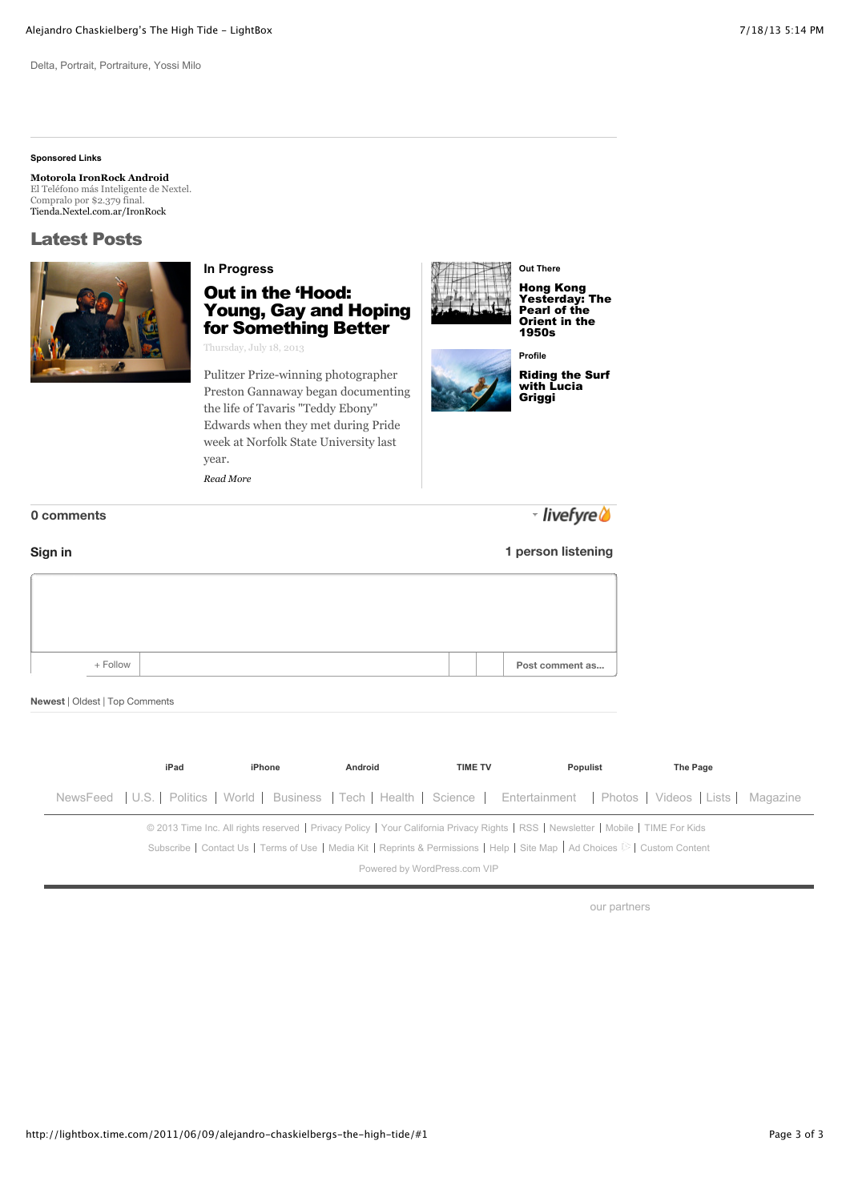Delta, Portrait, Portraiture, Yossi Milo

**Sponsored Links**

**Motorola IronRock Android**
El Teléfono más Inteligente de Nextel.
Compralo por $2.379 final.
Tienda.Nextel.com.ar/IronRock

## Latest Posts

**In Progress**

### Out in the 'Hood: Young, Gay and Hoping for Something Better

Thursday, July 18, 2013

Pulitzer Prize-winning photographer Preston Gannaway began documenting the life of Tavaris "Teddy Ebony" Edwards when they met during Pride week at Norfolk State University last year.

*Read More*

**Out There**

**Hong Kong Yesterday: The Pearl of the Orient in the 1950s**

**Profile**

**Riding the Surf with Lucia Griggi**

**0 comments** livefyre

**Sign in** **1 person listening**

+ Follow Post comment as...

**Newest** | Oldest | Top Comments

iPad iPhone Android TIME TV Populist The Page

NewsFeed | U.S. | Politics | World | Business | Tech | Health | Science | Entertainment | Photos | Videos | Lists | Magazine

© 2013 Time Inc. All rights reserved | Privacy Policy | Your California Privacy Rights | RSS | Newsletter | Mobile | TIME For Kids

Subscribe | Contact Us | Terms of Use | Media Kit | Reprints & Permissions | Help | Site Map | Ad Choices | Custom Content

Powered by WordPress.com VIP

our partners